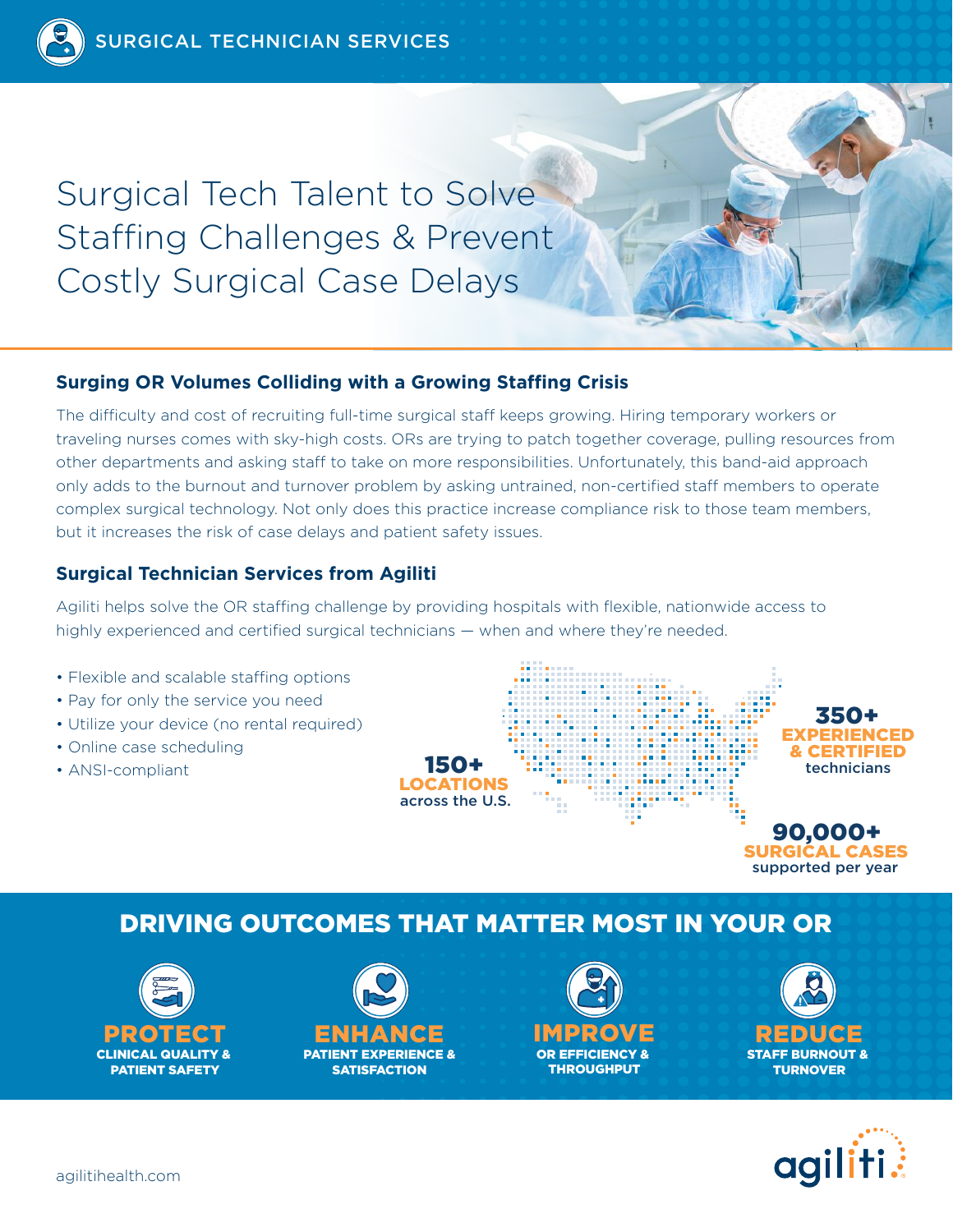SURGICAL TECHNICIAN SERVICES

# Surgical Tech Talent to Solve Staffing Challenges & Prevent Costly Surgical Case Delays

## Surging OR Volumes Colliding with a Growing Staffing Crisis

The difficulty and cost of recruiting full-time surgical staff keeps growing. Hiring temporary workers or traveling nurses comes with sky-high costs. ORs are trying to patch together coverage, pulling resources from other departments and asking staff to take on more responsibilities. Unfortunately, this band-aid approach only adds to the burnout and turnover problem by asking untrained, non-certified staff members to operate complex surgical technology. Not only does this practice increase compliance risk to those team members, but it increases the risk of case delays and patient safety issues.

## Surgical Technician Services from Agiliti

Agiliti helps solve the OR staffing challenge by providing hospitals with flexible, nationwide access to highly experienced and certified surgical technicians — when and where they're needed.

- Flexible and scalable staffing options
- Pay for only the service you need
- Utilize your device (no rental required)
- Online case scheduling
- ANSI-compliant

**150+ LOCATIONS** across the U.S.

**350+ EXPERIENCED & CERTIFIED** technicians

**90,000+ SURGICAL CASES** supported per year

## DRIVING OUTCOMES THAT MATTER MOST IN YOUR OR

**PROTECT** CLINICAL QUALITY & PATIENT SAFETY

**ENHANCE** PATIENT EXPERIENCE & SATISFACTION

**IMPROVE** OR EFFICIENCY & THROUGHPUT

**REDUCE** STAFF BURNOUT & TURNOVER

agilitihealth.com

agiliti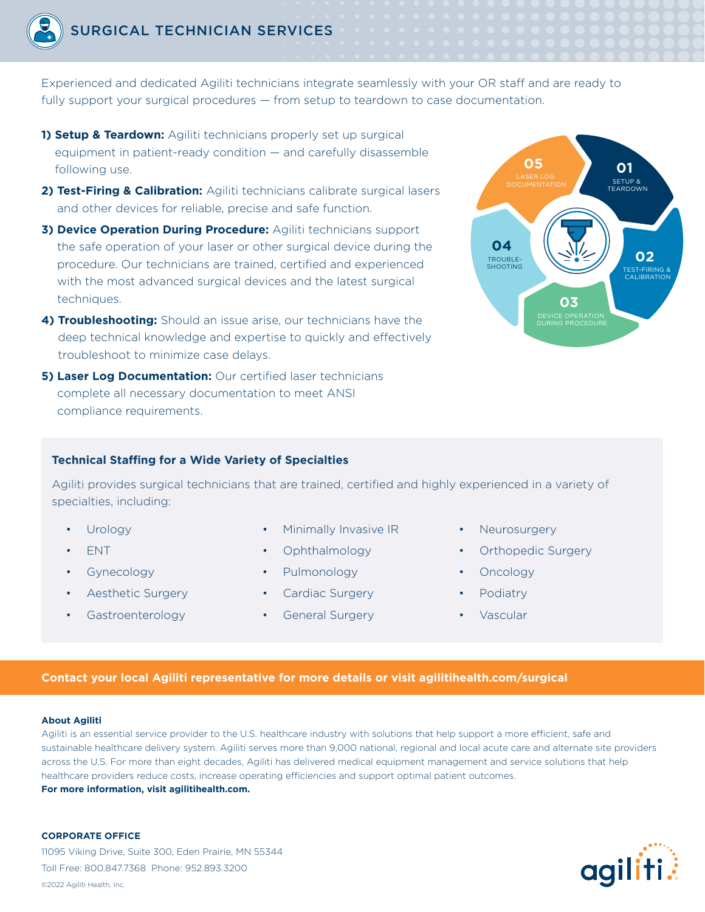# SURGICAL TECHNICIAN SERVICES

Experienced and dedicated Agiliti technicians integrate seamlessly with your OR staff and are ready to fully support your surgical procedures — from setup to teardown to case documentation.

1) **Setup & Teardown:** Agiliti technicians properly set up surgical equipment in patient-ready condition — and carefully disassemble following use.
2) **Test-Firing & Calibration:** Agiliti technicians calibrate surgical lasers and other devices for reliable, precise and safe function.
3) **Device Operation During Procedure:** Agiliti technicians support the safe operation of your laser or other surgical device during the procedure. Our technicians are trained, certified and experienced with the most advanced surgical devices and the latest surgical techniques.
4) **Troubleshooting:** Should an issue arise, our technicians have the deep technical knowledge and expertise to quickly and effectively troubleshoot to minimize case delays.
5) **Laser Log Documentation:** Our certified laser technicians complete all necessary documentation to meet ANSI compliance requirements.

01 SETUP & TEARDOWN
02 TEST-FIRING & CALIBRATION
03 DEVICE OPERATION DURING PROCEDURE
04 TROUBLE-SHOOTING
05 LASER LOG DOCUMENTATION

### Technical Staffing for a Wide Variety of Specialties

Agiliti provides surgical technicians that are trained, certified and highly experienced in a variety of specialties, including:

- Urology
- ENT
- Gynecology
- Aesthetic Surgery
- Gastroenterology
- Minimally Invasive IR
- Ophthalmology
- Pulmonology
- Cardiac Surgery
- General Surgery
- Neurosurgery
- Orthopedic Surgery
- Oncology
- Podiatry
- Vascular

**Contact your local Agiliti representative for more details or visit agilitihealth.com/surgical**

**About Agiliti**
Agiliti is an essential service provider to the U.S. healthcare industry with solutions that help support a more efficient, safe and sustainable healthcare delivery system. Agiliti serves more than 9,000 national, regional and local acute care and alternate site providers across the U.S. For more than eight decades, Agiliti has delivered medical equipment management and service solutions that help healthcare providers reduce costs, increase operating efficiencies and support optimal patient outcomes.
**For more information, visit agilitihealth.com.**

**CORPORATE OFFICE**
11095 Viking Drive, Suite 300, Eden Prairie, MN 55344
Toll Free: 800.847.7368 Phone: 952.893.3200
©2022 Agiliti Health, Inc.

agiliti